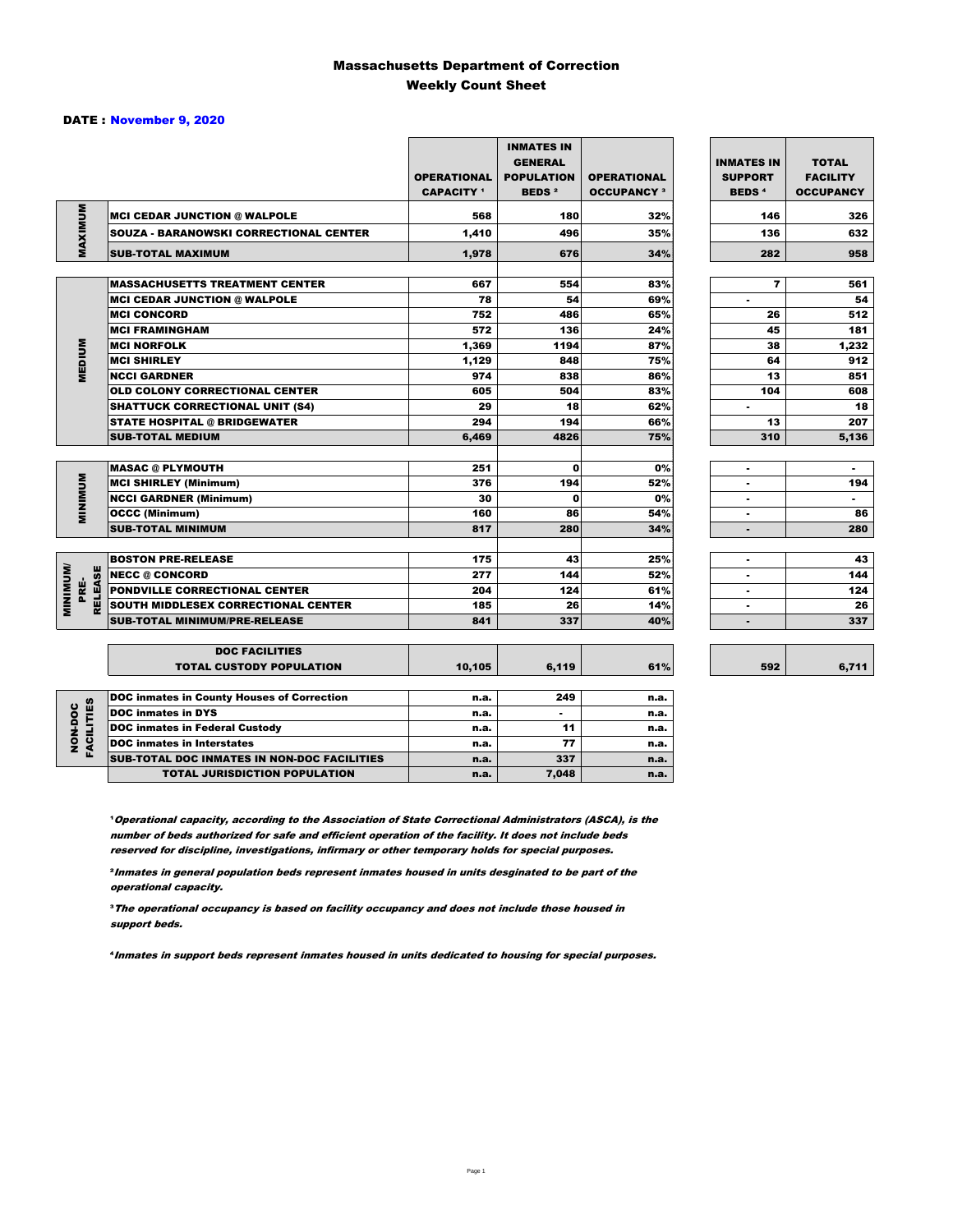# Massachusetts Department of Correction
## Weekly Count Sheet

**DATE : November 9, 2020**

| | | OPERATIONAL CAPACITY [1] | INMATES IN GENERAL POPULATION BEDS [2] | OPERATIONAL OCCUPANCY [3] | INMATES IN SUPPORT BEDS [4] | TOTAL FACILITY OCCUPANCY |
|---|---|---|---|---|---|---|
| MAXIMUM | MCI CEDAR JUNCTION @ WALPOLE | 568 | 180 | 32% | 146 | 326 |
| | SOUZA - BARANOWSKI CORRECTIONAL CENTER | 1,410 | 496 | 35% | 136 | 632 |
| | SUB-TOTAL MAXIMUM | 1,978 | 676 | 34% | 282 | 958 |
| MEDIUM | MASSACHUSETTS TREATMENT CENTER | 667 | 554 | 83% | 7 | 561 |
| | MCI CEDAR JUNCTION @ WALPOLE | 78 | 54 | 69% | - | 54 |
| | MCI CONCORD | 752 | 486 | 65% | 26 | 512 |
| | MCI FRAMINGHAM | 572 | 136 | 24% | 45 | 181 |
| | MCI NORFOLK | 1,369 | 1194 | 87% | 38 | 1,232 |
| | MCI SHIRLEY | 1,129 | 848 | 75% | 64 | 912 |
| | NCCI GARDNER | 974 | 838 | 86% | 13 | 851 |
| | OLD COLONY CORRECTIONAL CENTER | 605 | 504 | 83% | 104 | 608 |
| | SHATTUCK CORRECTIONAL UNIT (S4) | 29 | 18 | 62% | - | 18 |
| | STATE HOSPITAL @ BRIDGEWATER | 294 | 194 | 66% | 13 | 207 |
| | SUB-TOTAL MEDIUM | 6,469 | 4826 | 75% | 310 | 5,136 |
| MINIMUM | MASAC @ PLYMOUTH | 251 | 0 | 0% | - | - |
| | MCI SHIRLEY (Minimum) | 376 | 194 | 52% | - | 194 |
| | NCCI GARDNER (Minimum) | 30 | 0 | 0% | - | - |
| | OCCC (Minimum) | 160 | 86 | 54% | - | 86 |
| | SUB-TOTAL MINIMUM | 817 | 280 | 34% | - | 280 |
| MINIMUM/ PRE-RELEASE | BOSTON PRE-RELEASE | 175 | 43 | 25% | - | 43 |
| | NECC @ CONCORD | 277 | 144 | 52% | - | 144 |
| | PONDVILLE CORRECTIONAL CENTER | 204 | 124 | 61% | - | 124 |
| | SOUTH MIDDLESEX CORRECTIONAL CENTER | 185 | 26 | 14% | - | 26 |
| | SUB-TOTAL MINIMUM/PRE-RELEASE | 841 | 337 | 40% | - | 337 |
| | DOC FACILITIES TOTAL CUSTODY POPULATION | 10,105 | 6,119 | 61% | 592 | 6,711 |
| NON-DOC FACILITIES | DOC inmates in County Houses of Correction | n.a. | 249 | n.a. | | |
| | DOC inmates in DYS | n.a. | - | n.a. | | |
| | DOC inmates in Federal Custody | n.a. | 11 | n.a. | | |
| | DOC inmates in Interstates | n.a. | 77 | n.a. | | |
| | SUB-TOTAL DOC INMATES IN NON-DOC FACILITIES | n.a. | 337 | n.a. | | |
| | TOTAL JURISDICTION POPULATION | n.a. | 7,048 | n.a. | | |

[1] *Operational capacity, according to the Association of State Correctional Administrators (ASCA), is the number of beds authorized for safe and efficient operation of the facility. It does not include beds reserved for discipline, investigations, infirmary or other temporary holds for special purposes.*

[2] *Inmates in general population beds represent inmates housed in units desginated to be part of the operational capacity.*

[3] *The operational occupancy is based on facility occupancy and does not include those housed in support beds.*

[4] *Inmates in support beds represent inmates housed in units dedicated to housing for special purposes.*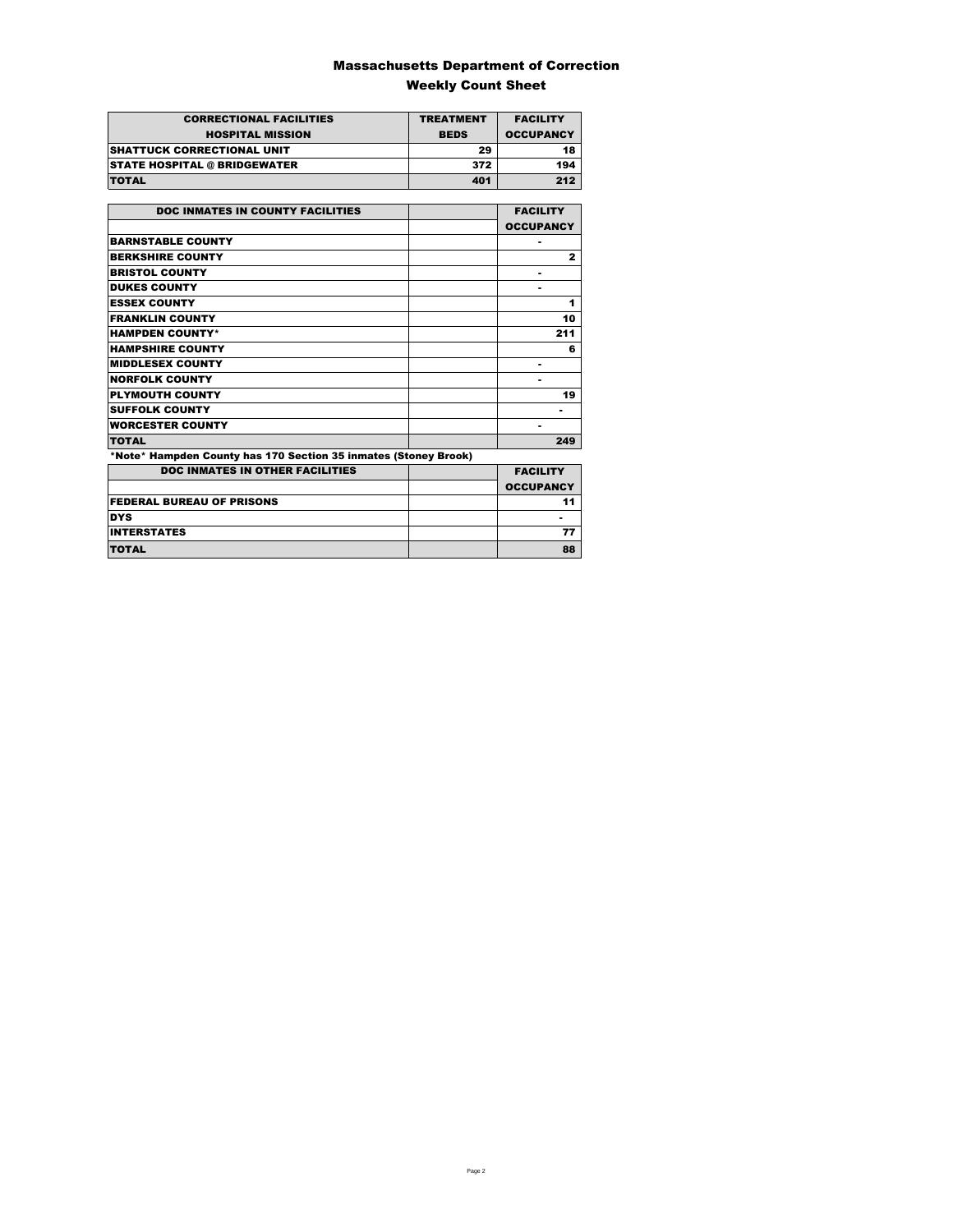# Massachusetts Department of Correction

## Weekly Count Sheet

| CORRECTIONAL FACILITIES HOSPITAL MISSION | TREATMENT BEDS | FACILITY OCCUPANCY |
|---|---|---|
| SHATTUCK CORRECTIONAL UNIT | 29 | 18 |
| STATE HOSPITAL @ BRIDGEWATER | 372 | 194 |
| TOTAL | 401 | 212 |

| DOC INMATES IN COUNTY FACILITIES | | FACILITY OCCUPANCY |
|---|---|---|
| BARNSTABLE COUNTY | | - |
| BERKSHIRE COUNTY | | 2 |
| BRISTOL COUNTY | | - |
| DUKES COUNTY | | - |
| ESSEX COUNTY | | 1 |
| FRANKLIN COUNTY | | 10 |
| HAMPDEN COUNTY* | | 211 |
| HAMPSHIRE COUNTY | | 6 |
| MIDDLESEX COUNTY | | - |
| NORFOLK COUNTY | | - |
| PLYMOUTH COUNTY | | 19 |
| SUFFOLK COUNTY | | - |
| WORCESTER COUNTY | | - |
| TOTAL | | 249 |

*Note* Hampden County has 170 Section 35 inmates (Stoney Brook)

| DOC INMATES IN OTHER FACILITIES | | FACILITY OCCUPANCY |
|---|---|---|
| FEDERAL BUREAU OF PRISONS | | 11 |
| DYS | | - |
| INTERSTATES | | 77 |
| TOTAL | | 88 |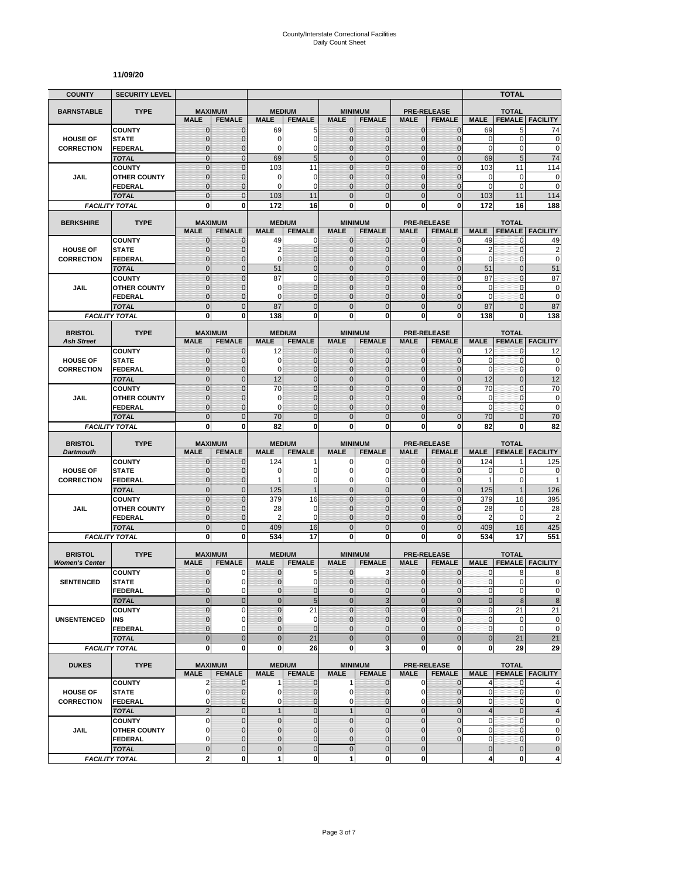# County/Interstate Correctional Facilities
# Daily Count Sheet

**11/09/20**

| COUNTY | SECURITY LEVEL | | | | | | | | | | TOTAL | |
|---|---|---|---|---|---|---|---|---|---|---|---|---|
| **BARNSTABLE** | **TYPE** | **MAXIMUM** | | **MEDIUM** | | **MINIMUM** | | **PRE-RELEASE** | | **TOTAL** | | |
| | | **MALE** | **FEMALE** | **MALE** | **FEMALE** | **MALE** | **FEMALE** | **MALE** | **FEMALE** | **MALE** | **FEMALE** | **FACILITY** |
| **HOUSE OF CORRECTION** | COUNTY | 0 | 0 | 69 | 5 | 0 | 0 | 0 | 0 | 69 | 5 | 74 |
| | STATE | 0 | 0 | 0 | 0 | 0 | 0 | 0 | 0 | 0 | 0 | 0 |
| | FEDERAL | 0 | 0 | 0 | 0 | 0 | 0 | 0 | 0 | 0 | 0 | 0 |
| | *TOTAL* | 0 | 0 | 69 | 5 | 0 | 0 | 0 | 0 | 69 | 5 | 74 |
| **JAIL** | COUNTY | 0 | 0 | 103 | 11 | 0 | 0 | 0 | 0 | 103 | 11 | 114 |
| | OTHER COUNTY | 0 | 0 | 0 | 0 | 0 | 0 | 0 | 0 | 0 | 0 | 0 |
| | FEDERAL | 0 | 0 | 0 | 0 | 0 | 0 | 0 | 0 | 0 | 0 | 0 |
| | *TOTAL* | 0 | 0 | 103 | 11 | 0 | 0 | 0 | 0 | 103 | 11 | 114 |
| *FACILITY TOTAL* | | 0 | 0 | 172 | 16 | 0 | 0 | 0 | 0 | 172 | 16 | 188 |

| **BERKSHIRE** | **TYPE** | **MAXIMUM** | | **MEDIUM** | | **MINIMUM** | | **PRE-RELEASE** | | **TOTAL** | | |
|---|---|---|---|---|---|---|---|---|---|---|---|---|
| | | **MALE** | **FEMALE** | **MALE** | **FEMALE** | **MALE** | **FEMALE** | **MALE** | **FEMALE** | **MALE** | **FEMALE** | **FACILITY** |
| **HOUSE OF CORRECTION** | COUNTY | 0 | 0 | 49 | 0 | 0 | 0 | 0 | 0 | 49 | 0 | 49 |
| | STATE | 0 | 0 | 2 | 0 | 0 | 0 | 0 | 0 | 2 | 0 | 2 |
| | FEDERAL | 0 | 0 | 0 | 0 | 0 | 0 | 0 | 0 | 0 | 0 | 0 |
| | *TOTAL* | 0 | 0 | 51 | 0 | 0 | 0 | 0 | 0 | 51 | 0 | 51 |
| **JAIL** | COUNTY | 0 | 0 | 87 | 0 | 0 | 0 | 0 | 0 | 87 | 0 | 87 |
| | OTHER COUNTY | 0 | 0 | 0 | 0 | 0 | 0 | 0 | 0 | 0 | 0 | 0 |
| | FEDERAL | 0 | 0 | 0 | 0 | 0 | 0 | 0 | 0 | 0 | 0 | 0 |
| | *TOTAL* | 0 | 0 | 87 | 0 | 0 | 0 | 0 | 0 | 87 | 0 | 87 |
| *FACILITY TOTAL* | | 0 | 0 | 138 | 0 | 0 | 0 | 0 | 0 | 138 | 0 | 138 |

| **BRISTOL** *Ash Street* | **TYPE** | **MAXIMUM** | | **MEDIUM** | | **MINIMUM** | | **PRE-RELEASE** | | **TOTAL** | | |
|---|---|---|---|---|---|---|---|---|---|---|---|---|
| | | **MALE** | **FEMALE** | **MALE** | **FEMALE** | **MALE** | **FEMALE** | **MALE** | **FEMALE** | **MALE** | **FEMALE** | **FACILITY** |
| **HOUSE OF CORRECTION** | COUNTY | 0 | 0 | 12 | 0 | 0 | 0 | 0 | 0 | 12 | 0 | 12 |
| | STATE | 0 | 0 | 0 | 0 | 0 | 0 | 0 | 0 | 0 | 0 | 0 |
| | FEDERAL | 0 | 0 | 0 | 0 | 0 | 0 | 0 | 0 | 0 | 0 | 0 |
| | *TOTAL* | 0 | 0 | 12 | 0 | 0 | 0 | 0 | 0 | 12 | 0 | 12 |
| **JAIL** | COUNTY | 0 | 0 | 70 | 0 | 0 | 0 | 0 | 0 | 70 | 0 | 70 |
| | OTHER COUNTY | 0 | 0 | 0 | 0 | 0 | 0 | 0 | 0 | 0 | 0 | 0 |
| | FEDERAL | 0 | 0 | 0 | 0 | 0 | 0 | 0 | | 0 | 0 | 0 |
| | *TOTAL* | 0 | 0 | 70 | 0 | 0 | 0 | 0 | 0 | 70 | 0 | 70 |
| *FACILITY TOTAL* | | 0 | 0 | 82 | 0 | 0 | 0 | 0 | 0 | 82 | 0 | 82 |

| **BRISTOL** *Dartmouth* | **TYPE** | **MAXIMUM** | | **MEDIUM** | | **MINIMUM** | | **PRE-RELEASE** | | **TOTAL** | | |
|---|---|---|---|---|---|---|---|---|---|---|---|---|
| | | **MALE** | **FEMALE** | **MALE** | **FEMALE** | **MALE** | **FEMALE** | **MALE** | **FEMALE** | **MALE** | **FEMALE** | **FACILITY** |
| **HOUSE OF CORRECTION** | COUNTY | 0 | 0 | 124 | 1 | 0 | 0 | 0 | 0 | 124 | 1 | 125 |
| | STATE | 0 | 0 | 0 | 0 | 0 | 0 | 0 | 0 | 0 | 0 | 0 |
| | FEDERAL | 0 | 0 | 1 | 0 | 0 | 0 | 0 | 0 | 1 | 0 | 1 |
| | *TOTAL* | 0 | 0 | 125 | 1 | 0 | 0 | 0 | 0 | 125 | 1 | 126 |
| **JAIL** | COUNTY | 0 | 0 | 379 | 16 | 0 | 0 | 0 | 0 | 379 | 16 | 395 |
| | OTHER COUNTY | 0 | 0 | 28 | 0 | 0 | 0 | 0 | 0 | 28 | 0 | 28 |
| | FEDERAL | 0 | 0 | 2 | 0 | 0 | 0 | 0 | 0 | 2 | 0 | 2 |
| | *TOTAL* | 0 | 0 | 409 | 16 | 0 | 0 | 0 | 0 | 409 | 16 | 425 |
| *FACILITY TOTAL* | | 0 | 0 | 534 | 17 | 0 | 0 | 0 | 0 | 534 | 17 | 551 |

| **BRISTOL** *Women's Center* | **TYPE** | **MAXIMUM** | | **MEDIUM** | | **MINIMUM** | | **PRE-RELEASE** | | **TOTAL** | | |
|---|---|---|---|---|---|---|---|---|---|---|---|---|
| | | **MALE** | **FEMALE** | **MALE** | **FEMALE** | **MALE** | **FEMALE** | **MALE** | **FEMALE** | **MALE** | **FEMALE** | **FACILITY** |
| **SENTENCED** | COUNTY | 0 | 0 | 0 | 5 | 0 | 3 | 0 | 0 | 0 | 8 | 8 |
| | STATE | 0 | 0 | 0 | 0 | 0 | 0 | 0 | 0 | 0 | 0 | 0 |
| | FEDERAL | 0 | 0 | 0 | 0 | 0 | 0 | 0 | 0 | 0 | 0 | 0 |
| | *TOTAL* | 0 | 0 | 0 | 5 | 0 | 3 | 0 | 0 | 0 | 8 | 8 |
| **UNSENTENCED** | COUNTY | 0 | 0 | 0 | 21 | 0 | 0 | 0 | 0 | 0 | 21 | 21 |
| | INS | 0 | 0 | 0 | 0 | 0 | 0 | 0 | 0 | 0 | 0 | 0 |
| | FEDERAL | 0 | 0 | 0 | 0 | 0 | 0 | 0 | 0 | 0 | 0 | 0 |
| | *TOTAL* | 0 | 0 | 0 | 21 | 0 | 0 | 0 | 0 | 0 | 21 | 21 |
| *FACILITY TOTAL* | | 0 | 0 | 0 | 26 | 0 | 3 | 0 | 0 | 0 | 29 | 29 |

| **DUKES** | **TYPE** | **MAXIMUM** | | **MEDIUM** | | **MINIMUM** | | **PRE-RELEASE** | | **TOTAL** | | |
|---|---|---|---|---|---|---|---|---|---|---|---|---|
| | | **MALE** | **FEMALE** | **MALE** | **FEMALE** | **MALE** | **FEMALE** | **MALE** | **FEMALE** | **MALE** | **FEMALE** | **FACILITY** |
| **HOUSE OF CORRECTION** | COUNTY | 2 | 0 | 1 | 0 | 1 | 0 | 0 | 0 | 4 | 0 | 4 |
| | STATE | 0 | 0 | 0 | 0 | 0 | 0 | 0 | 0 | 0 | 0 | 0 |
| | FEDERAL | 0 | 0 | 0 | 0 | 0 | 0 | 0 | 0 | 0 | 0 | 0 |
| | *TOTAL* | 2 | 0 | 1 | 0 | 1 | 0 | 0 | 0 | 4 | 0 | 4 |
| **JAIL** | COUNTY | 0 | 0 | 0 | 0 | 0 | 0 | 0 | 0 | 0 | 0 | 0 |
| | OTHER COUNTY | 0 | 0 | 0 | 0 | 0 | 0 | 0 | 0 | 0 | 0 | 0 |
| | FEDERAL | 0 | 0 | 0 | 0 | 0 | 0 | 0 | 0 | 0 | 0 | 0 |
| | *TOTAL* | 0 | 0 | 0 | 0 | 0 | 0 | 0 | | 0 | 0 | 0 |
| *FACILITY TOTAL* | | 2 | 0 | 1 | 0 | 1 | 0 | 0 | | 4 | 0 | 4 |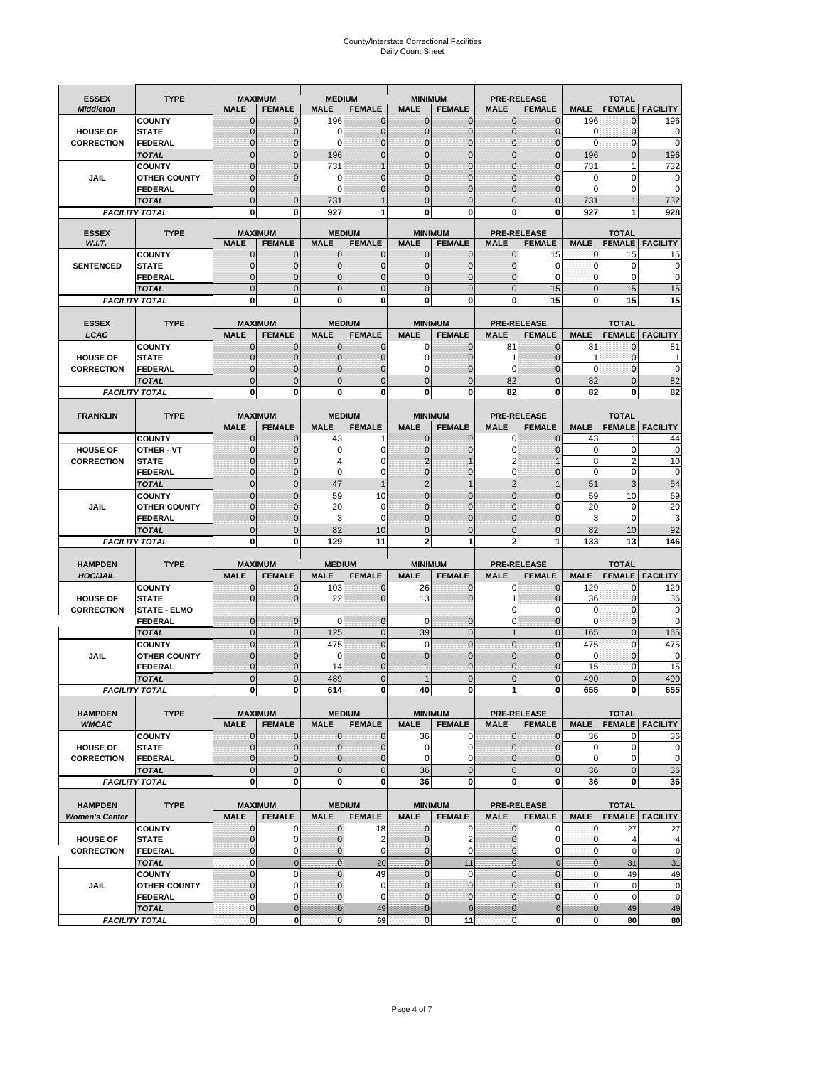# County/Interstate Correctional Facilities
## Daily Count Sheet

| ESSEX *Middleton* | TYPE | MAXIMUM MALE | MAXIMUM FEMALE | MEDIUM MALE | MEDIUM FEMALE | MINIMUM MALE | MINIMUM FEMALE | PRE-RELEASE MALE | PRE-RELEASE FEMALE | TOTAL MALE | TOTAL FEMALE | TOTAL FACILITY |
|---|---|---|---|---|---|---|---|---|---|---|---|---|
| HOUSE OF CORRECTION | COUNTY | 0 | 0 | 196 | 0 | 0 | 0 | 0 | 0 | 196 | 0 | 196 |
| | STATE | 0 | 0 | 0 | 0 | 0 | 0 | 0 | 0 | 0 | 0 | 0 |
| | FEDERAL | 0 | 0 | 0 | 0 | 0 | 0 | 0 | 0 | 0 | 0 | 0 |
| | *TOTAL* | 0 | 0 | 196 | 0 | 0 | 0 | 0 | 0 | 196 | 0 | 196 |
| JAIL | COUNTY | 0 | 0 | 731 | 1 | 0 | 0 | 0 | 0 | 731 | 1 | 732 |
| | OTHER COUNTY | 0 | 0 | 0 | 0 | 0 | 0 | 0 | 0 | 0 | 0 | 0 |
| | FEDERAL | 0 | | 0 | 0 | 0 | 0 | 0 | 0 | 0 | 0 | 0 |
| | *TOTAL* | 0 | 0 | 731 | 1 | 0 | 0 | 0 | 0 | 731 | 1 | 732 |
| *FACILITY TOTAL* | | **0** | **0** | **927** | **1** | **0** | **0** | **0** | **0** | **927** | **1** | **928** |

| ESSEX *W.I.T.* | TYPE | MAXIMUM MALE | MAXIMUM FEMALE | MEDIUM MALE | MEDIUM FEMALE | MINIMUM MALE | MINIMUM FEMALE | PRE-RELEASE MALE | PRE-RELEASE FEMALE | TOTAL MALE | TOTAL FEMALE | TOTAL FACILITY |
|---|---|---|---|---|---|---|---|---|---|---|---|---|
| SENTENCED | COUNTY | 0 | 0 | 0 | 0 | 0 | 0 | 0 | 15 | 0 | 15 | 15 |
| | STATE | 0 | 0 | 0 | 0 | 0 | 0 | 0 | 0 | 0 | 0 | 0 |
| | FEDERAL | 0 | 0 | 0 | 0 | 0 | 0 | 0 | 0 | 0 | 0 | 0 |
| | *TOTAL* | 0 | 0 | 0 | 0 | 0 | 0 | 0 | 15 | 0 | 15 | 15 |
| *FACILITY TOTAL* | | **0** | **0** | **0** | **0** | **0** | **0** | **0** | **15** | **0** | **15** | **15** |

| ESSEX *LCAC* | TYPE | MAXIMUM MALE | MAXIMUM FEMALE | MEDIUM MALE | MEDIUM FEMALE | MINIMUM MALE | MINIMUM FEMALE | PRE-RELEASE MALE | PRE-RELEASE FEMALE | TOTAL MALE | TOTAL FEMALE | TOTAL FACILITY |
|---|---|---|---|---|---|---|---|---|---|---|---|---|
| HOUSE OF CORRECTION | COUNTY | 0 | 0 | 0 | 0 | 0 | 0 | 81 | 0 | 81 | 0 | 81 |
| | STATE | 0 | 0 | 0 | 0 | 0 | 0 | 1 | 0 | 1 | 0 | 1 |
| | FEDERAL | 0 | 0 | 0 | 0 | 0 | 0 | 0 | 0 | 0 | 0 | 0 |
| | *TOTAL* | 0 | 0 | 0 | 0 | 0 | 0 | 82 | 0 | 82 | 0 | 82 |
| *FACILITY TOTAL* | | **0** | **0** | **0** | **0** | **0** | **0** | **82** | **0** | **82** | **0** | **82** |

| FRANKLIN | TYPE | MAXIMUM MALE | MAXIMUM FEMALE | MEDIUM MALE | MEDIUM FEMALE | MINIMUM MALE | MINIMUM FEMALE | PRE-RELEASE MALE | PRE-RELEASE FEMALE | TOTAL MALE | TOTAL FEMALE | TOTAL FACILITY |
|---|---|---|---|---|---|---|---|---|---|---|---|---|
| HOUSE OF CORRECTION | COUNTY | 0 | 0 | 43 | 1 | 0 | 0 | 0 | 0 | 43 | 1 | 44 |
| | OTHER - VT | 0 | 0 | 0 | 0 | 0 | 0 | 0 | 0 | 0 | 0 | 0 |
| | STATE | 0 | 0 | 4 | 0 | 2 | 1 | 2 | 1 | 8 | 2 | 10 |
| | FEDERAL | 0 | 0 | 0 | 0 | 0 | 0 | 0 | 0 | 0 | 0 | 0 |
| | *TOTAL* | 0 | 0 | 47 | 1 | 2 | 1 | 2 | 1 | 51 | 3 | 54 |
| JAIL | COUNTY | 0 | 0 | 59 | 10 | 0 | 0 | 0 | 0 | 59 | 10 | 69 |
| | OTHER COUNTY | 0 | 0 | 20 | 0 | 0 | 0 | 0 | 0 | 20 | 0 | 20 |
| | FEDERAL | 0 | 0 | 3 | 0 | 0 | 0 | 0 | 0 | 3 | 0 | 3 |
| | *TOTAL* | 0 | 0 | 82 | 10 | 0 | 0 | 0 | 0 | 82 | 10 | 92 |
| *FACILITY TOTAL* | | **0** | **0** | **129** | **11** | **2** | **1** | **2** | **1** | **133** | **13** | **146** |

| HAMPDEN *HOC/JAIL* | TYPE | MAXIMUM MALE | MAXIMUM FEMALE | MEDIUM MALE | MEDIUM FEMALE | MINIMUM MALE | MINIMUM FEMALE | PRE-RELEASE MALE | PRE-RELEASE FEMALE | TOTAL MALE | TOTAL FEMALE | TOTAL FACILITY |
|---|---|---|---|---|---|---|---|---|---|---|---|---|
| HOUSE OF CORRECTION | COUNTY | 0 | 0 | 103 | 0 | 26 | 0 | 0 | 0 | 129 | 0 | 129 |
| | STATE | 0 | 0 | 22 | 0 | 13 | 0 | 1 | 0 | 36 | 0 | 36 |
| | STATE - ELMO | | | | | | | 0 | 0 | 0 | 0 | 0 |
| | FEDERAL | 0 | 0 | 0 | 0 | 0 | 0 | 0 | 0 | 0 | 0 | 0 |
| | *TOTAL* | 0 | 0 | 125 | 0 | 39 | 0 | 1 | 0 | 165 | 0 | 165 |
| JAIL | COUNTY | 0 | 0 | 475 | 0 | 0 | 0 | 0 | 0 | 475 | 0 | 475 |
| | OTHER COUNTY | 0 | 0 | 0 | 0 | 0 | 0 | 0 | 0 | 0 | 0 | 0 |
| | FEDERAL | 0 | 0 | 14 | 0 | 1 | 0 | 0 | 0 | 15 | 0 | 15 |
| | *TOTAL* | 0 | 0 | 489 | 0 | 1 | 0 | 0 | 0 | 490 | 0 | 490 |
| *FACILITY TOTAL* | | **0** | **0** | **614** | **0** | **40** | **0** | **1** | **0** | **655** | **0** | **655** |

| HAMPDEN *WMCAC* | TYPE | MAXIMUM MALE | MAXIMUM FEMALE | MEDIUM MALE | MEDIUM FEMALE | MINIMUM MALE | MINIMUM FEMALE | PRE-RELEASE MALE | PRE-RELEASE FEMALE | TOTAL MALE | TOTAL FEMALE | TOTAL FACILITY |
|---|---|---|---|---|---|---|---|---|---|---|---|---|
| HOUSE OF CORRECTION | COUNTY | 0 | 0 | 0 | 0 | 36 | 0 | 0 | 0 | 36 | 0 | 36 |
| | STATE | 0 | 0 | 0 | 0 | 0 | 0 | 0 | 0 | 0 | 0 | 0 |
| | FEDERAL | 0 | 0 | 0 | 0 | 0 | 0 | 0 | 0 | 0 | 0 | 0 |
| | *TOTAL* | 0 | 0 | 0 | 0 | 36 | 0 | 0 | 0 | 36 | 0 | 36 |
| *FACILITY TOTAL* | | **0** | **0** | **0** | **0** | **36** | **0** | **0** | **0** | **36** | **0** | **36** |

| HAMPDEN *Women's Center* | TYPE | MAXIMUM MALE | MAXIMUM FEMALE | MEDIUM MALE | MEDIUM FEMALE | MINIMUM MALE | MINIMUM FEMALE | PRE-RELEASE MALE | PRE-RELEASE FEMALE | TOTAL MALE | TOTAL FEMALE | TOTAL FACILITY |
|---|---|---|---|---|---|---|---|---|---|---|---|---|
| HOUSE OF CORRECTION | COUNTY | 0 | 0 | 0 | 18 | 0 | 9 | 0 | 0 | 0 | 27 | 27 |
| | STATE | 0 | 0 | 0 | 2 | 0 | 2 | 0 | 0 | 0 | 4 | 4 |
| | FEDERAL | 0 | 0 | 0 | 0 | 0 | 0 | 0 | 0 | 0 | 0 | 0 |
| | *TOTAL* | 0 | 0 | 0 | 20 | 0 | 11 | 0 | 0 | 0 | 31 | 31 |
| JAIL | COUNTY | 0 | 0 | 0 | 49 | 0 | 0 | 0 | 0 | 0 | 49 | 49 |
| | OTHER COUNTY | 0 | 0 | 0 | 0 | 0 | 0 | 0 | 0 | 0 | 0 | 0 |
| | FEDERAL | 0 | 0 | 0 | 0 | 0 | 0 | 0 | 0 | 0 | 0 | 0 |
| | *TOTAL* | 0 | 0 | 0 | 49 | 0 | 0 | 0 | 0 | 0 | 49 | 49 |
| *FACILITY TOTAL* | | 0 | **0** | 0 | **69** | 0 | **11** | 0 | **0** | 0 | **80** | **80** |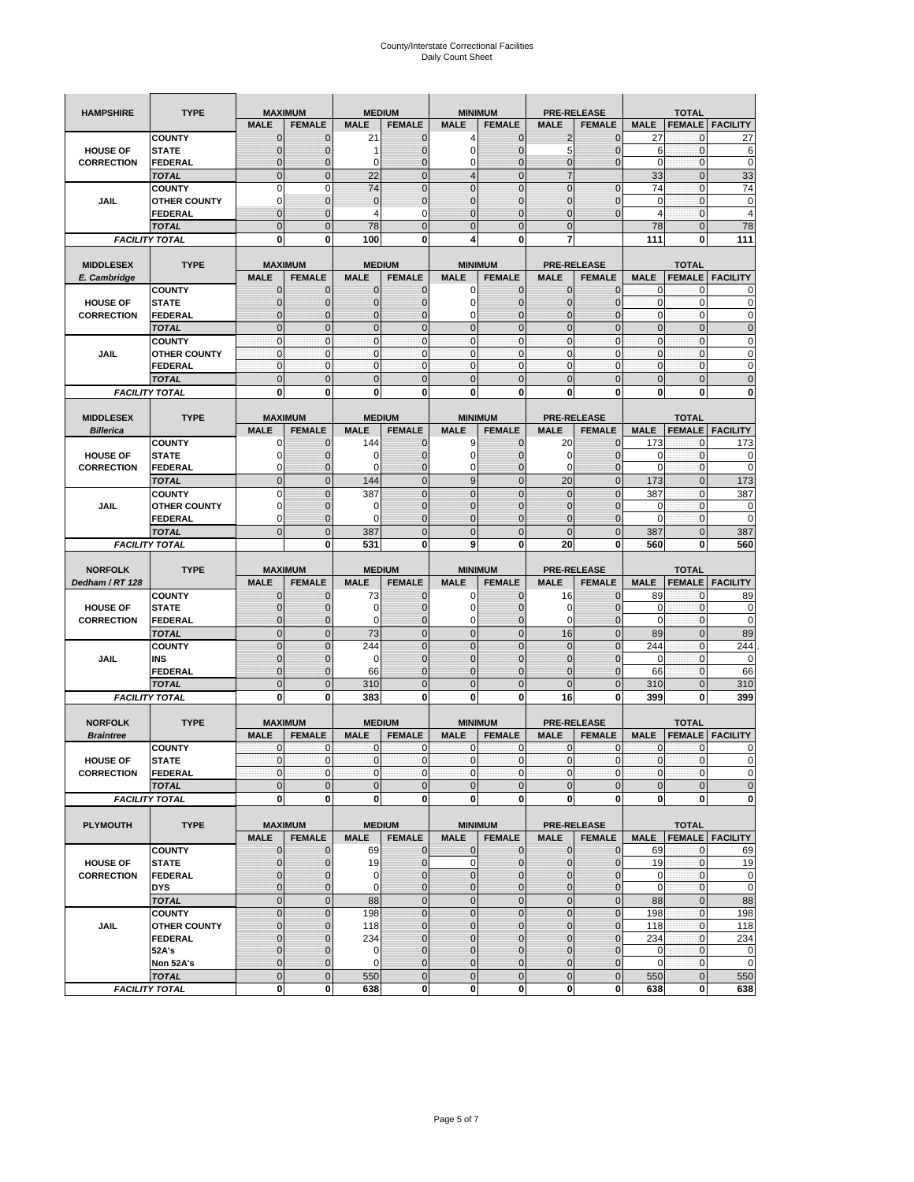# County/Interstate Correctional Facilities
## Daily Count Sheet

| HAMPSHIRE | TYPE | MAXIMUM | | MEDIUM | | MINIMUM | | PRE-RELEASE | | TOTAL | | |
|---|---|---|---|---|---|---|---|---|---|---|---|---|
| | | MALE | FEMALE | MALE | FEMALE | MALE | FEMALE | MALE | FEMALE | MALE | FEMALE | FACILITY |
| HOUSE OF CORRECTION | COUNTY | 0 | 0 | 21 | 0 | 4 | 0 | 2 | 0 | 27 | 0 | 27 |
| | STATE | 0 | 0 | 1 | 0 | 0 | 0 | 5 | 0 | 6 | 0 | 6 |
| | FEDERAL | 0 | 0 | 0 | 0 | 0 | 0 | 0 | 0 | 0 | 0 | 0 |
| | TOTAL | 0 | 0 | 22 | 0 | 4 | 0 | 7 | | 33 | 0 | 33 |
| JAIL | COUNTY | 0 | 0 | 74 | 0 | 0 | 0 | 0 | 0 | 74 | 0 | 74 |
| | OTHER COUNTY | 0 | 0 | 0 | 0 | 0 | 0 | 0 | 0 | 0 | 0 | 0 |
| | FEDERAL | 0 | 0 | 4 | 0 | 0 | 0 | 0 | 0 | 4 | 0 | 4 |
| | TOTAL | 0 | 0 | 78 | 0 | 0 | 0 | 0 | | 78 | 0 | 78 |
| FACILITY TOTAL | | 0 | 0 | 100 | 0 | 4 | 0 | 7 | | 111 | 0 | 111 |

| MIDDLESEX E. Cambridge | TYPE | MAXIMUM | | MEDIUM | | MINIMUM | | PRE-RELEASE | | TOTAL | | |
|---|---|---|---|---|---|---|---|---|---|---|---|---|
| | | MALE | FEMALE | MALE | FEMALE | MALE | FEMALE | MALE | FEMALE | MALE | FEMALE | FACILITY |
| HOUSE OF CORRECTION | COUNTY | 0 | 0 | 0 | 0 | 0 | 0 | 0 | 0 | 0 | 0 | 0 |
| | STATE | 0 | 0 | 0 | 0 | 0 | 0 | 0 | 0 | 0 | 0 | 0 |
| | FEDERAL | 0 | 0 | 0 | 0 | 0 | 0 | 0 | 0 | 0 | 0 | 0 |
| | TOTAL | 0 | 0 | 0 | 0 | 0 | 0 | 0 | 0 | 0 | 0 | 0 |
| JAIL | COUNTY | 0 | 0 | 0 | 0 | 0 | 0 | 0 | 0 | 0 | 0 | 0 |
| | OTHER COUNTY | 0 | 0 | 0 | 0 | 0 | 0 | 0 | 0 | 0 | 0 | 0 |
| | FEDERAL | 0 | 0 | 0 | 0 | 0 | 0 | 0 | 0 | 0 | 0 | 0 |
| | TOTAL | 0 | 0 | 0 | 0 | 0 | 0 | 0 | 0 | 0 | 0 | 0 |
| FACILITY TOTAL | | 0 | 0 | 0 | 0 | 0 | 0 | 0 | 0 | 0 | 0 | 0 |

| MIDDLESEX Billerica | TYPE | MAXIMUM | | MEDIUM | | MINIMUM | | PRE-RELEASE | | TOTAL | | |
|---|---|---|---|---|---|---|---|---|---|---|---|---|
| | | MALE | FEMALE | MALE | FEMALE | MALE | FEMALE | MALE | FEMALE | MALE | FEMALE | FACILITY |
| HOUSE OF CORRECTION | COUNTY | 0 | 0 | 144 | 0 | 9 | 0 | 20 | 0 | 173 | 0 | 173 |
| | STATE | 0 | 0 | 0 | 0 | 0 | 0 | 0 | 0 | 0 | 0 | 0 |
| | FEDERAL | 0 | 0 | 0 | 0 | 0 | 0 | 0 | 0 | 0 | 0 | 0 |
| | TOTAL | 0 | 0 | 144 | 0 | 9 | 0 | 20 | 0 | 173 | 0 | 173 |
| JAIL | COUNTY | 0 | 0 | 387 | 0 | 0 | 0 | 0 | 0 | 387 | 0 | 387 |
| | OTHER COUNTY | 0 | 0 | 0 | 0 | 0 | 0 | 0 | 0 | 0 | 0 | 0 |
| | FEDERAL | 0 | 0 | 0 | 0 | 0 | 0 | 0 | 0 | 0 | 0 | 0 |
| | TOTAL | 0 | 0 | 387 | 0 | 0 | 0 | 0 | 0 | 387 | 0 | 387 |
| FACILITY TOTAL | | | 0 | 531 | 0 | 9 | 0 | 20 | 0 | 560 | 0 | 560 |

| NORFOLK Dedham / RT 128 | TYPE | MAXIMUM | | MEDIUM | | MINIMUM | | PRE-RELEASE | | TOTAL | | |
|---|---|---|---|---|---|---|---|---|---|---|---|---|
| | | MALE | FEMALE | MALE | FEMALE | MALE | FEMALE | MALE | FEMALE | MALE | FEMALE | FACILITY |
| HOUSE OF CORRECTION | COUNTY | 0 | 0 | 73 | 0 | 0 | 0 | 16 | 0 | 89 | 0 | 89 |
| | STATE | 0 | 0 | 0 | 0 | 0 | 0 | 0 | 0 | 0 | 0 | 0 |
| | FEDERAL | 0 | 0 | 0 | 0 | 0 | 0 | 0 | 0 | 0 | 0 | 0 |
| | TOTAL | 0 | 0 | 73 | 0 | 0 | 0 | 16 | 0 | 89 | 0 | 89 |
| JAIL | COUNTY | 0 | 0 | 244 | 0 | 0 | 0 | 0 | 0 | 244 | 0 | 244 |
| | INS | 0 | 0 | 0 | 0 | 0 | 0 | 0 | 0 | 0 | 0 | 0 |
| | FEDERAL | 0 | 0 | 66 | 0 | 0 | 0 | 0 | 0 | 66 | 0 | 66 |
| | TOTAL | 0 | 0 | 310 | 0 | 0 | 0 | 0 | 0 | 310 | 0 | 310 |
| FACILITY TOTAL | | 0 | 0 | 383 | 0 | 0 | 0 | 16 | 0 | 399 | 0 | 399 |

| NORFOLK Braintree | TYPE | MAXIMUM | | MEDIUM | | MINIMUM | | PRE-RELEASE | | TOTAL | | |
|---|---|---|---|---|---|---|---|---|---|---|---|---|
| | | MALE | FEMALE | MALE | FEMALE | MALE | FEMALE | MALE | FEMALE | MALE | FEMALE | FACILITY |
| HOUSE OF CORRECTION | COUNTY | 0 | 0 | 0 | 0 | 0 | 0 | 0 | 0 | 0 | 0 | 0 |
| | STATE | 0 | 0 | 0 | 0 | 0 | 0 | 0 | 0 | 0 | 0 | 0 |
| | FEDERAL | 0 | 0 | 0 | 0 | 0 | 0 | 0 | 0 | 0 | 0 | 0 |
| | TOTAL | 0 | 0 | 0 | 0 | 0 | 0 | 0 | 0 | 0 | 0 | 0 |
| FACILITY TOTAL | | 0 | 0 | 0 | 0 | 0 | 0 | 0 | 0 | 0 | 0 | 0 |

| PLYMOUTH | TYPE | MAXIMUM | | MEDIUM | | MINIMUM | | PRE-RELEASE | | TOTAL | | |
|---|---|---|---|---|---|---|---|---|---|---|---|---|
| | | MALE | FEMALE | MALE | FEMALE | MALE | FEMALE | MALE | FEMALE | MALE | FEMALE | FACILITY |
| HOUSE OF CORRECTION | COUNTY | 0 | 0 | 69 | 0 | 0 | 0 | 0 | 0 | 69 | 0 | 69 |
| | STATE | 0 | 0 | 19 | 0 | 0 | 0 | 0 | 0 | 19 | 0 | 19 |
| | FEDERAL | 0 | 0 | 0 | 0 | 0 | 0 | 0 | 0 | 0 | 0 | 0 |
| | DYS | 0 | 0 | 0 | 0 | 0 | 0 | 0 | 0 | 0 | 0 | 0 |
| | TOTAL | 0 | 0 | 88 | 0 | 0 | 0 | 0 | 0 | 88 | 0 | 88 |
| JAIL | COUNTY | 0 | 0 | 198 | 0 | 0 | 0 | 0 | 0 | 198 | 0 | 198 |
| | OTHER COUNTY | 0 | 0 | 118 | 0 | 0 | 0 | 0 | 0 | 118 | 0 | 118 |
| | FEDERAL | 0 | 0 | 234 | 0 | 0 | 0 | 0 | 0 | 234 | 0 | 234 |
| | 52A's | 0 | 0 | 0 | 0 | 0 | 0 | 0 | 0 | 0 | 0 | 0 |
| | Non 52A's | 0 | 0 | 0 | 0 | 0 | 0 | 0 | 0 | 0 | 0 | 0 |
| | TOTAL | 0 | 0 | 550 | 0 | 0 | 0 | 0 | 0 | 550 | 0 | 550 |
| FACILITY TOTAL | | 0 | 0 | 638 | 0 | 0 | 0 | 0 | 0 | 638 | 0 | 638 |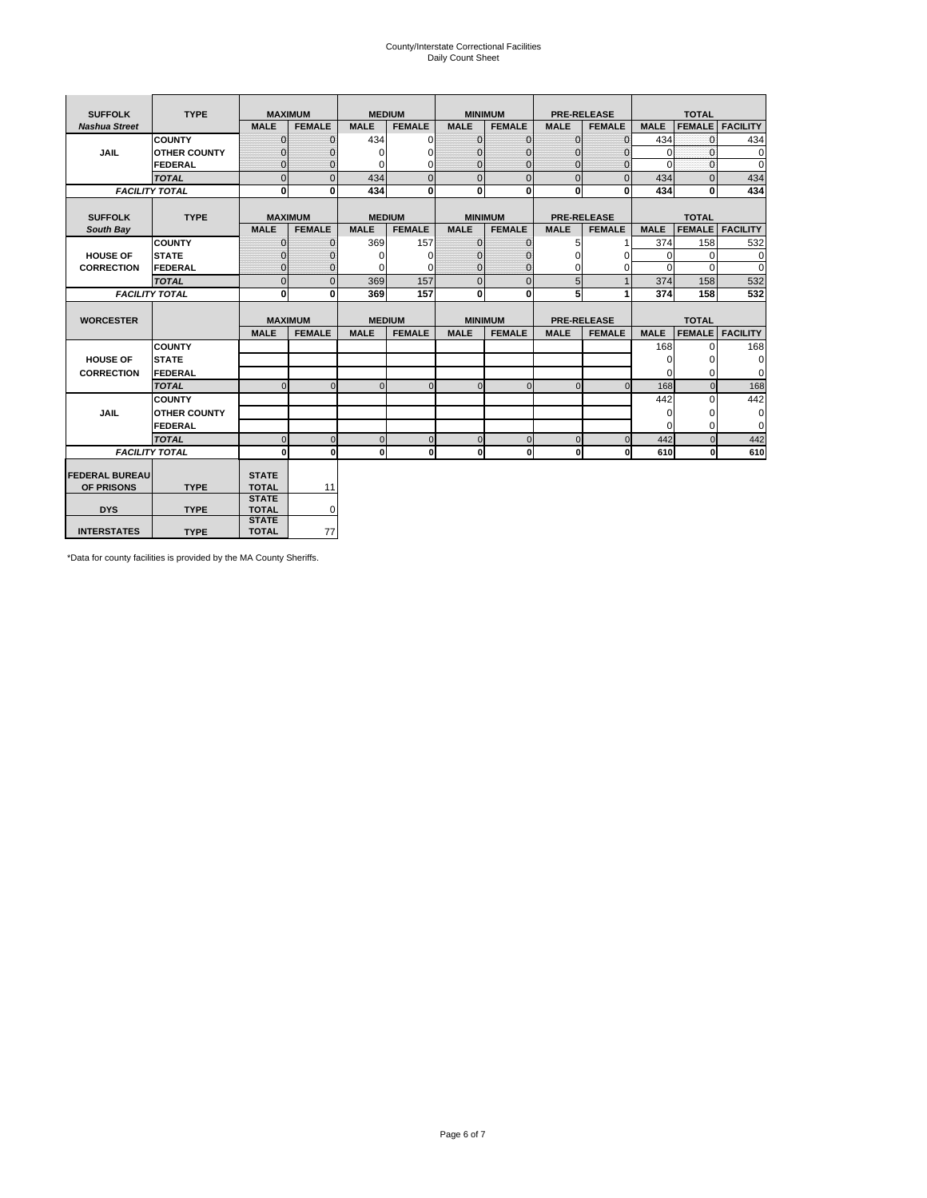# County/Interstate Correctional Facilities
## Daily Count Sheet

| SUFFOLK | TYPE | MAXIMUM | | MEDIUM | | MINIMUM | | PRE-RELEASE | | TOTAL | | |
|---|---|---|---|---|---|---|---|---|---|---|---|---|
| *Nashua Street* | | MALE | FEMALE | MALE | FEMALE | MALE | FEMALE | MALE | FEMALE | MALE | FEMALE | FACILITY |
| JAIL | COUNTY | 0 | 0 | 434 | 0 | 0 | 0 | 0 | 0 | 434 | 0 | 434 |
| | OTHER COUNTY | 0 | 0 | 0 | 0 | 0 | 0 | 0 | 0 | 0 | 0 | 0 |
| | FEDERAL | 0 | 0 | 0 | 0 | 0 | 0 | 0 | 0 | 0 | 0 | 0 |
| | *TOTAL* | 0 | 0 | 434 | 0 | 0 | 0 | 0 | 0 | 434 | 0 | 434 |
| *FACILITY TOTAL* | | **0** | **0** | **434** | **0** | **0** | **0** | **0** | **0** | **434** | **0** | **434** |

| SUFFOLK | TYPE | MAXIMUM | | MEDIUM | | MINIMUM | | PRE-RELEASE | | TOTAL | | |
|---|---|---|---|---|---|---|---|---|---|---|---|---|
| *South Bay* | | MALE | FEMALE | MALE | FEMALE | MALE | FEMALE | MALE | FEMALE | MALE | FEMALE | FACILITY |
| HOUSE OF CORRECTION | COUNTY | 0 | 0 | 369 | 157 | 0 | 0 | 5 | 1 | 374 | 158 | 532 |
| | STATE | 0 | 0 | 0 | 0 | 0 | 0 | 0 | 0 | 0 | 0 | 0 |
| | FEDERAL | 0 | 0 | 0 | 0 | 0 | 0 | 0 | 0 | 0 | 0 | 0 |
| | *TOTAL* | 0 | 0 | 369 | 157 | 0 | 0 | 5 | 1 | 374 | 158 | 532 |
| *FACILITY TOTAL* | | **0** | **0** | **369** | **157** | **0** | **0** | **5** | **1** | **374** | **158** | **532** |

| WORCESTER | | MAXIMUM | | MEDIUM | | MINIMUM | | PRE-RELEASE | | TOTAL | | |
|---|---|---|---|---|---|---|---|---|---|---|---|---|
| | | MALE | FEMALE | MALE | FEMALE | MALE | FEMALE | MALE | FEMALE | MALE | FEMALE | FACILITY |
| HOUSE OF CORRECTION | COUNTY | | | | | | | | | 168 | 0 | 168 |
| | STATE | | | | | | | | | 0 | 0 | 0 |
| | FEDERAL | | | | | | | | | 0 | 0 | 0 |
| | *TOTAL* | 0 | 0 | 0 | 0 | 0 | 0 | 0 | 0 | 168 | 0 | 168 |
| JAIL | COUNTY | | | | | | | | | 442 | 0 | 442 |
| | OTHER COUNTY | | | | | | | | | 0 | 0 | 0 |
| | FEDERAL | | | | | | | | | 0 | 0 | 0 |
| | *TOTAL* | 0 | 0 | 0 | 0 | 0 | 0 | 0 | 0 | 442 | 0 | 442 |
| *FACILITY TOTAL* | | **0** | **0** | **0** | **0** | **0** | **0** | **0** | **0** | **610** | **0** | **610** |

| | | | |
|---|---|---|---|
| FEDERAL BUREAU OF PRISONS | TYPE | STATE TOTAL | 11 |
| DYS | TYPE | STATE TOTAL | 0 |
| INTERSTATES | TYPE | STATE TOTAL | 77 |

*Data for county facilities is provided by the MA County Sheriffs.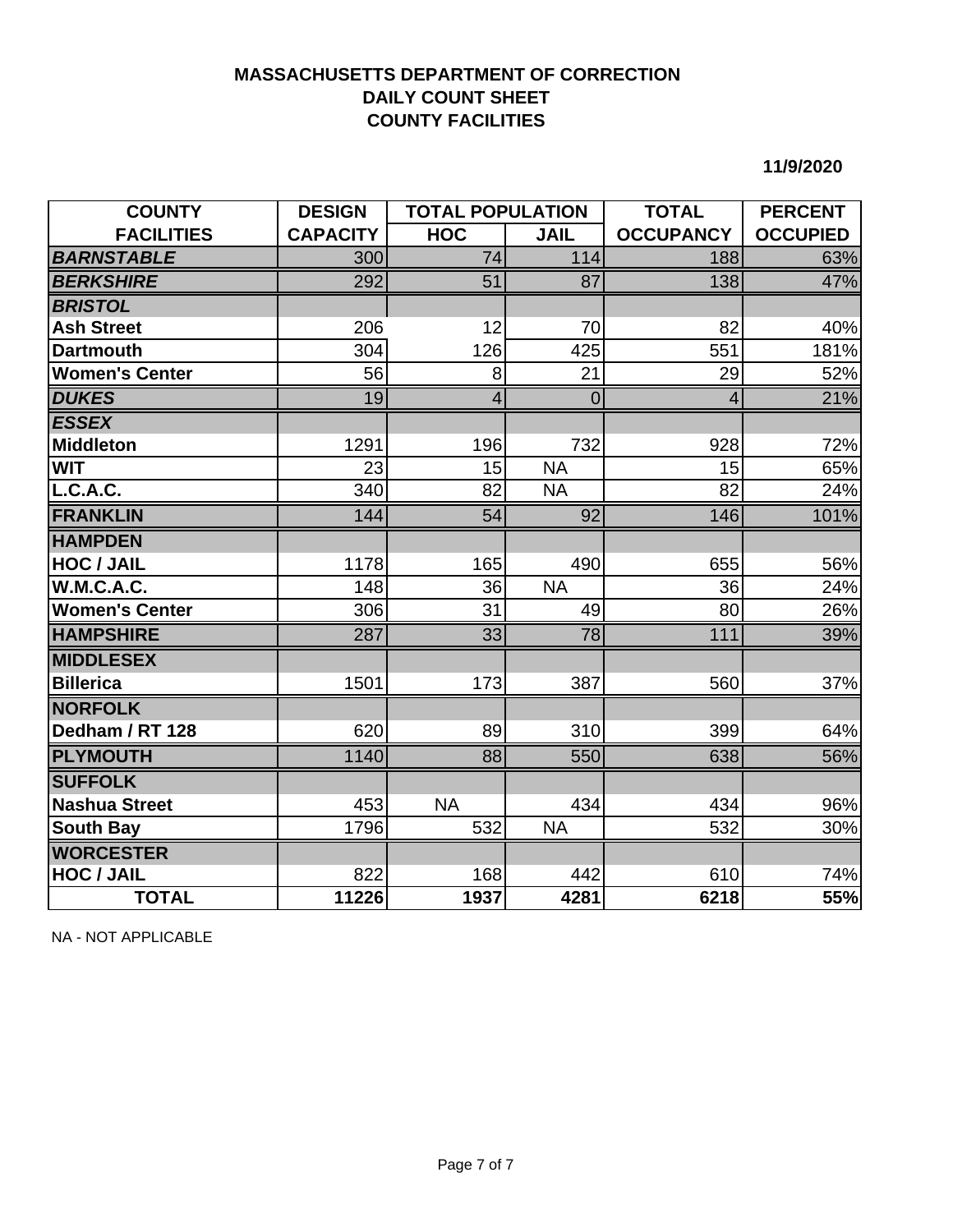**MASSACHUSETTS DEPARTMENT OF CORRECTION**
**DAILY COUNT SHEET**
**COUNTY FACILITIES**

**11/9/2020**

| COUNTY FACILITIES | DESIGN CAPACITY | TOTAL POPULATION | | TOTAL OCCUPANCY | PERCENT OCCUPIED |
|---|---|---|---|---|---|
| | | HOC | JAIL | | |
| ***BARNSTABLE*** | 300 | 74 | 114 | 188 | 63% |
| ***BERKSHIRE*** | 292 | 51 | 87 | 138 | 47% |
| ***BRISTOL*** | | | | | |
| **Ash Street** | 206 | 12 | 70 | 82 | 40% |
| **Dartmouth** | 304 | 126 | 425 | 551 | 181% |
| **Women's Center** | 56 | 8 | 21 | 29 | 52% |
| ***DUKES*** | 19 | 4 | 0 | 4 | 21% |
| ***ESSEX*** | | | | | |
| **Middleton** | 1291 | 196 | 732 | 928 | 72% |
| **WIT** | 23 | 15 | NA | 15 | 65% |
| **L.C.A.C.** | 340 | 82 | NA | 82 | 24% |
| **FRANKLIN** | 144 | 54 | 92 | 146 | 101% |
| **HAMPDEN** | | | | | |
| **HOC / JAIL** | 1178 | 165 | 490 | 655 | 56% |
| **W.M.C.A.C.** | 148 | 36 | NA | 36 | 24% |
| **Women's Center** | 306 | 31 | 49 | 80 | 26% |
| **HAMPSHIRE** | 287 | 33 | 78 | 111 | 39% |
| **MIDDLESEX** | | | | | |
| **Billerica** | 1501 | 173 | 387 | 560 | 37% |
| **NORFOLK** | | | | | |
| **Dedham / RT 128** | 620 | 89 | 310 | 399 | 64% |
| **PLYMOUTH** | 1140 | 88 | 550 | 638 | 56% |
| **SUFFOLK** | | | | | |
| **Nashua Street** | 453 | NA | 434 | 434 | 96% |
| **South Bay** | 1796 | 532 | NA | 532 | 30% |
| **WORCESTER** | | | | | |
| **HOC / JAIL** | 822 | 168 | 442 | 610 | 74% |
| **TOTAL** | **11226** | **1937** | **4281** | **6218** | **55%** |

NA - NOT APPLICABLE